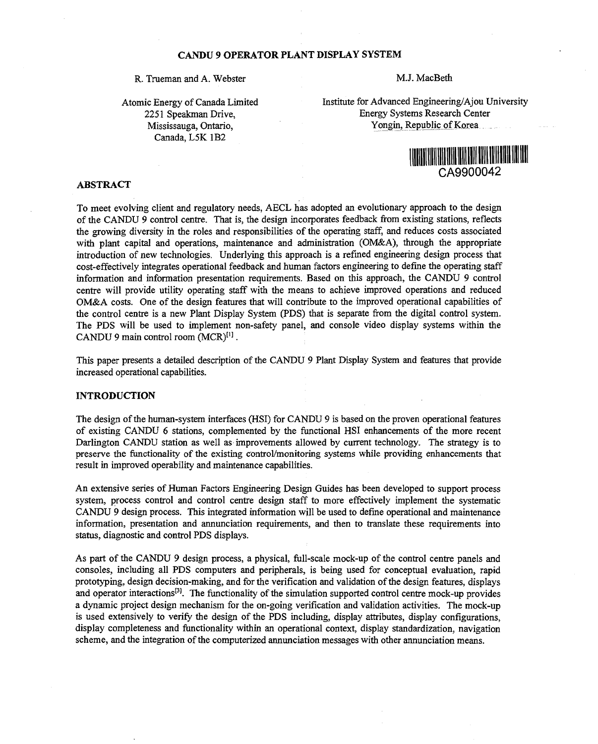# CANDU 9 OPERATOR PLANT DISPLAY SYSTEM

R. Trueman and A. Webster

Atomic Energy of Canada Limited
2251 Speakman Drive,
Mississauga, Ontario,
Canada, L5K 1B2

M.J. MacBeth

Institute for Advanced Engineering/Ajou University
Energy Systems Research Center
Yongin, Republic of Korea

CA9900042

## ABSTRACT

To meet evolving client and regulatory needs, AECL has adopted an evolutionary approach to the design of the CANDU 9 control centre. That is, the design incorporates feedback from existing stations, reflects the growing diversity in the roles and responsibilities of the operating staff, and reduces costs associated with plant capital and operations, maintenance and administration (OM&A), through the appropriate introduction of new technologies. Underlying this approach is a refined engineering design process that cost-effectively integrates operational feedback and human factors engineering to define the operating staff information and information presentation requirements. Based on this approach, the CANDU 9 control centre will provide utility operating staff with the means to achieve improved operations and reduced OM&A costs. One of the design features that will contribute to the improved operational capabilities of the control centre is a new Plant Display System (PDS) that is separate from the digital control system. The PDS will be used to implement non-safety panel, and console video display systems within the CANDU 9 main control room (MCR)[1].

This paper presents a detailed description of the CANDU 9 Plant Display System and features that provide increased operational capabilities.

## INTRODUCTION

The design of the human-system interfaces (HSI) for CANDU 9 is based on the proven operational features of existing CANDU 6 stations, complemented by the functional HSI enhancements of the more recent Darlington CANDU station as well as improvements allowed by current technology. The strategy is to preserve the functionality of the existing control/monitoring systems while providing enhancements that result in improved operability and maintenance capabilities.

An extensive series of Human Factors Engineering Design Guides has been developed to support process system, process control and control centre design staff to more effectively implement the systematic CANDU 9 design process. This integrated information will be used to define operational and maintenance information, presentation and annunciation requirements, and then to translate these requirements into status, diagnostic and control PDS displays.

As part of the CANDU 9 design process, a physical, full-scale mock-up of the control centre panels and consoles, including all PDS computers and peripherals, is being used for conceptual evaluation, rapid prototyping, design decision-making, and for the verification and validation of the design features, displays and operator interactions[3]. The functionality of the simulation supported control centre mock-up provides a dynamic project design mechanism for the on-going verification and validation activities. The mock-up is used extensively to verify the design of the PDS including, display attributes, display configurations, display completeness and functionality within an operational context, display standardization, navigation scheme, and the integration of the computerized annunciation messages with other annunciation means.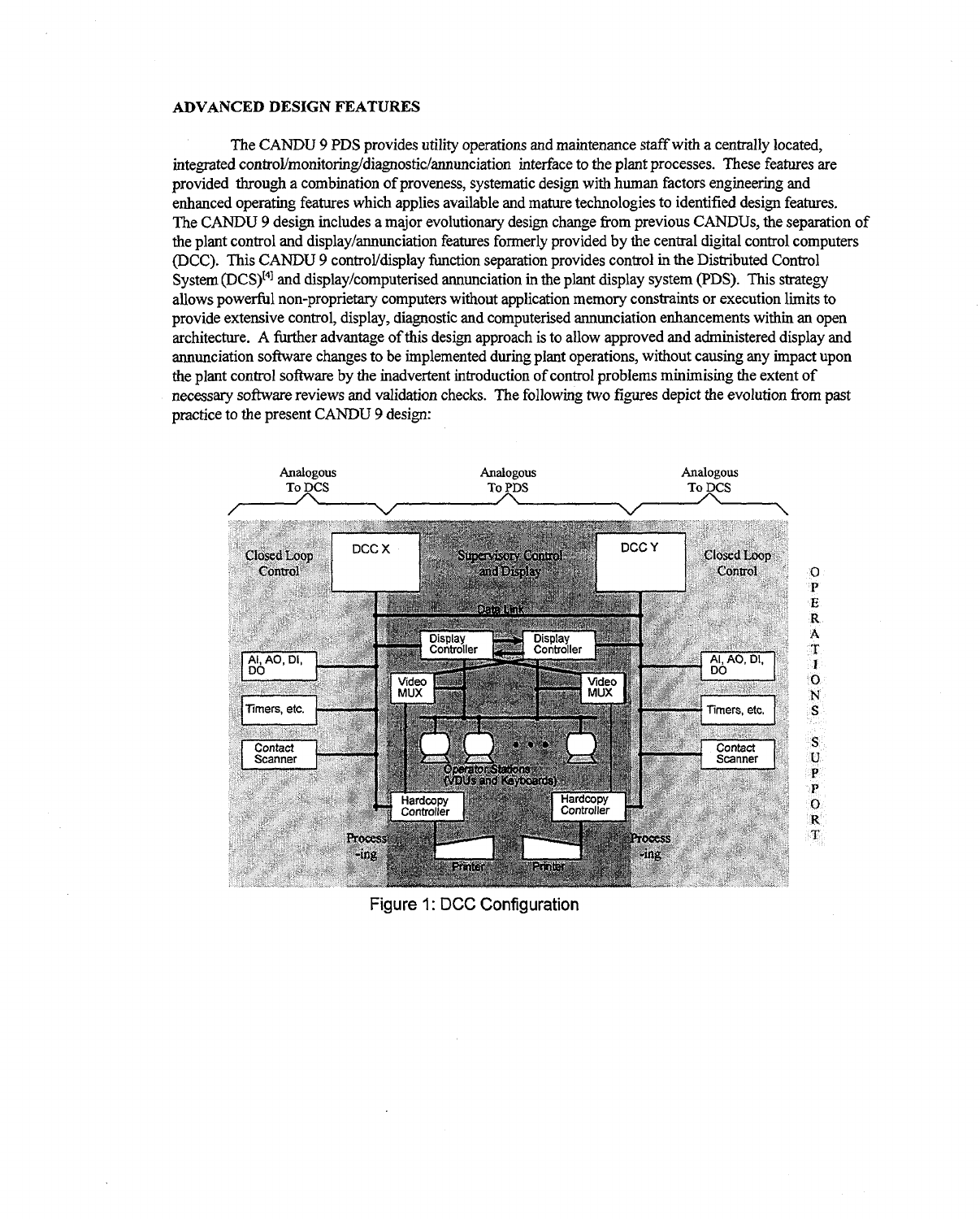## ADVANCED DESIGN FEATURES

The CANDU 9 PDS provides utility operations and maintenance staff with a centrally located, integrated control/monitoring/diagnostic/annunciation interface to the plant processes. These features are provided through a combination of proveness, systematic design with human factors engineering and enhanced operating features which applies available and mature technologies to identified design features. The CANDU 9 design includes a major evolutionary design change from previous CANDUs, the separation of the plant control and display/annunciation features formerly provided by the central digital control computers (DCC). This CANDU 9 control/display function separation provides control in the Distributed Control System (DCS)[4] and display/computerised annunciation in the plant display system (PDS). This strategy allows powerful non-proprietary computers without application memory constraints or execution limits to provide extensive control, display, diagnostic and computerised annunciation enhancements within an open architecture. A further advantage of this design approach is to allow approved and administered display and annunciation software changes to be implemented during plant operations, without causing any impact upon the plant control software by the inadvertent introduction of control problems minimising the extent of necessary software reviews and validation checks. The following two figures depict the evolution from past practice to the present CANDU 9 design:

Figure 1: DCC Configuration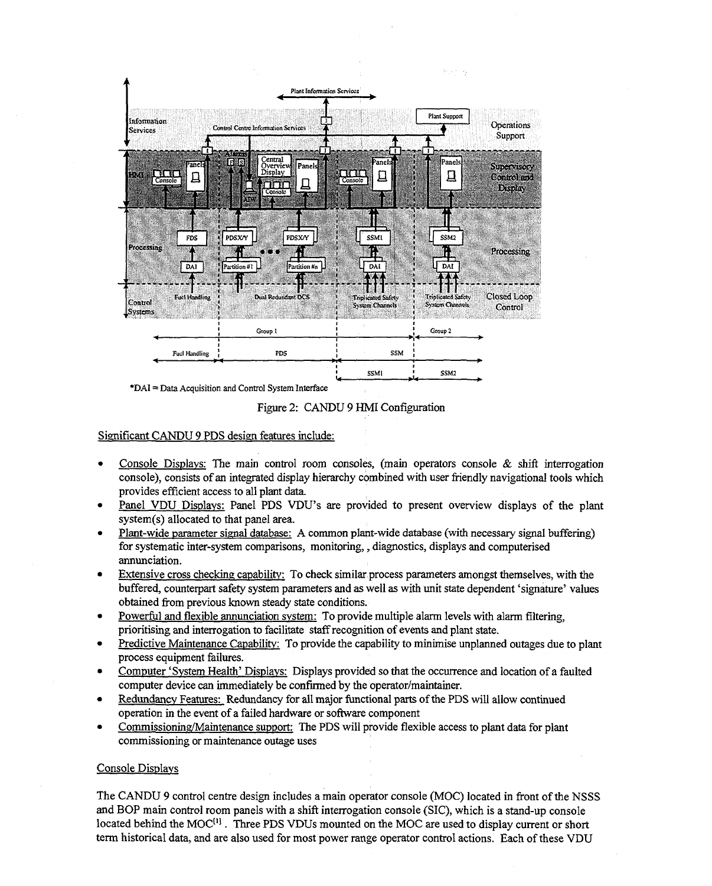*DAI = Data Acquisition and Control System Interface

Figure 2: CANDU 9 HMI Configuration

Significant CANDU 9 PDS design features include:

- Console Displays: The main control room consoles, (main operators console & shift interrogation console), consists of an integrated display hierarchy combined with user friendly navigational tools which provides efficient access to all plant data.
- Panel VDU Displays: Panel PDS VDU's are provided to present overview displays of the plant system(s) allocated to that panel area.
- Plant-wide parameter signal database: A common plant-wide database (with necessary signal buffering) for systematic inter-system comparisons, monitoring, , diagnostics, displays and computerised annunciation.
- Extensive cross checking capability: To check similar process parameters amongst themselves, with the buffered, counterpart safety system parameters and as well as with unit state dependent 'signature' values obtained from previous known steady state conditions.
- Powerful and flexible annunciation system: To provide multiple alarm levels with alarm filtering, prioritising and interrogation to facilitate staff recognition of events and plant state.
- Predictive Maintenance Capability: To provide the capability to minimise unplanned outages due to plant process equipment failures.
- Computer 'System Health' Displays: Displays provided so that the occurrence and location of a faulted computer device can immediately be confirmed by the operator/maintainer.
- Redundancy Features: Redundancy for all major functional parts of the PDS will allow continued operation in the event of a failed hardware or software component
- Commissioning/Maintenance support: The PDS will provide flexible access to plant data for plant commissioning or maintenance outage uses

Console Displays

The CANDU 9 control centre design includes a main operator console (MOC) located in front of the NSSS and BOP main control room panels with a shift interrogation console (SIC), which is a stand-up console located behind the MOC[1] . Three PDS VDUs mounted on the MOC are used to display current or short term historical data, and are also used for most power range operator control actions. Each of these VDU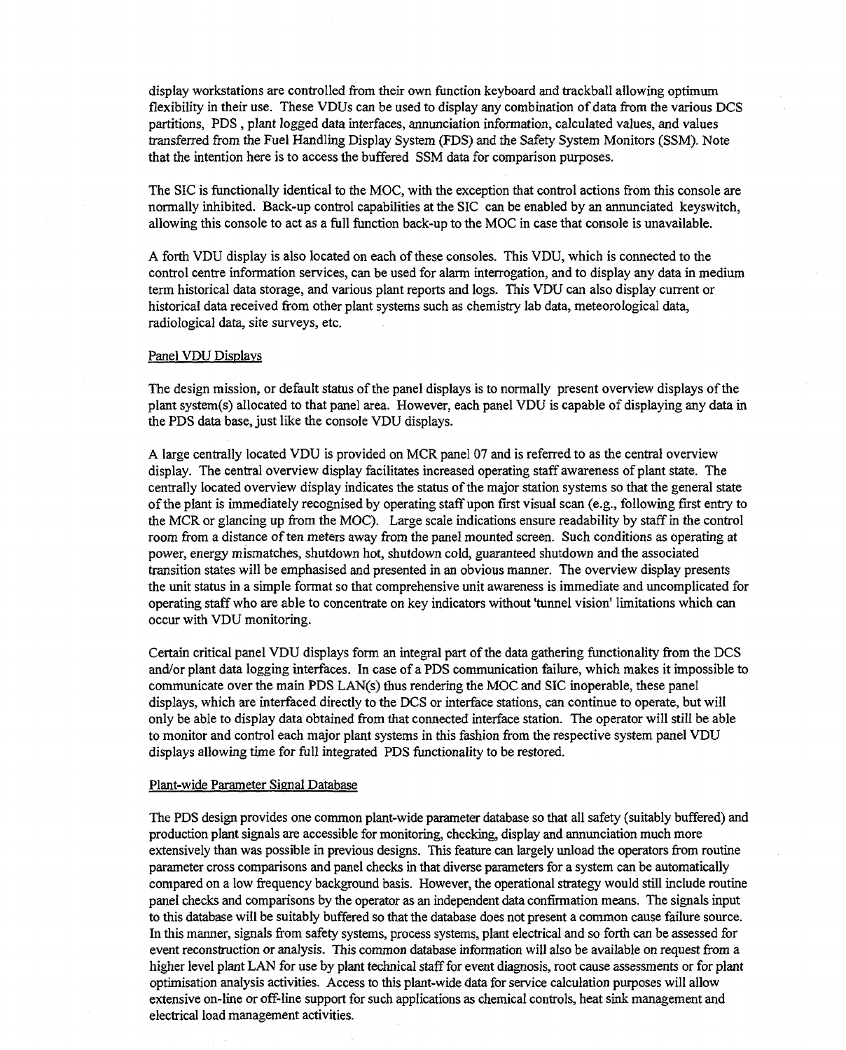display workstations are controlled from their own function keyboard and trackball allowing optimum flexibility in their use. These VDUs can be used to display any combination of data from the various DCS partitions, PDS , plant logged data interfaces, annunciation information, calculated values, and values transferred from the Fuel Handling Display System (FDS) and the Safety System Monitors (SSM). Note that the intention here is to access the buffered SSM data for comparison purposes.

The SIC is functionally identical to the MOC, with the exception that control actions from this console are normally inhibited. Back-up control capabilities at the SIC can be enabled by an annunciated keyswitch, allowing this console to act as a full function back-up to the MOC in case that console is unavailable.

A forth VDU display is also located on each of these consoles. This VDU, which is connected to the control centre information services, can be used for alarm interrogation, and to display any data in medium term historical data storage, and various plant reports and logs. This VDU can also display current or historical data received from other plant systems such as chemistry lab data, meteorological data, radiological data, site surveys, etc.

Panel VDU Displays

The design mission, or default status of the panel displays is to normally present overview displays of the plant system(s) allocated to that panel area. However, each panel VDU is capable of displaying any data in the PDS data base, just like the console VDU displays.

A large centrally located VDU is provided on MCR panel 07 and is referred to as the central overview display. The central overview display facilitates increased operating staff awareness of plant state. The centrally located overview display indicates the status of the major station systems so that the general state of the plant is immediately recognised by operating staff upon first visual scan (e.g., following first entry to the MCR or glancing up from the MOC). Large scale indications ensure readability by staff in the control room from a distance of ten meters away from the panel mounted screen. Such conditions as operating at power, energy mismatches, shutdown hot, shutdown cold, guaranteed shutdown and the associated transition states will be emphasised and presented in an obvious manner. The overview display presents the unit status in a simple format so that comprehensive unit awareness is immediate and uncomplicated for operating staff who are able to concentrate on key indicators without 'tunnel vision' limitations which can occur with VDU monitoring.

Certain critical panel VDU displays form an integral part of the data gathering functionality from the DCS and/or plant data logging interfaces. In case of a PDS communication failure, which makes it impossible to communicate over the main PDS LAN(s) thus rendering the MOC and SIC inoperable, these panel displays, which are interfaced directly to the DCS or interface stations, can continue to operate, but will only be able to display data obtained from that connected interface station. The operator will still be able to monitor and control each major plant systems in this fashion from the respective system panel VDU displays allowing time for full integrated PDS functionality to be restored.

Plant-wide Parameter Signal Database

The PDS design provides one common plant-wide parameter database so that all safety (suitably buffered) and production plant signals are accessible for monitoring, checking, display and annunciation much more extensively than was possible in previous designs. This feature can largely unload the operators from routine parameter cross comparisons and panel checks in that diverse parameters for a system can be automatically compared on a low frequency background basis. However, the operational strategy would still include routine panel checks and comparisons by the operator as an independent data confirmation means. The signals input to this database will be suitably buffered so that the database does not present a common cause failure source. In this manner, signals from safety systems, process systems, plant electrical and so forth can be assessed for event reconstruction or analysis. This common database information will also be available on request from a higher level plant LAN for use by plant technical staff for event diagnosis, root cause assessments or for plant optimisation analysis activities. Access to this plant-wide data for service calculation purposes will allow extensive on-line or off-line support for such applications as chemical controls, heat sink management and electrical load management activities.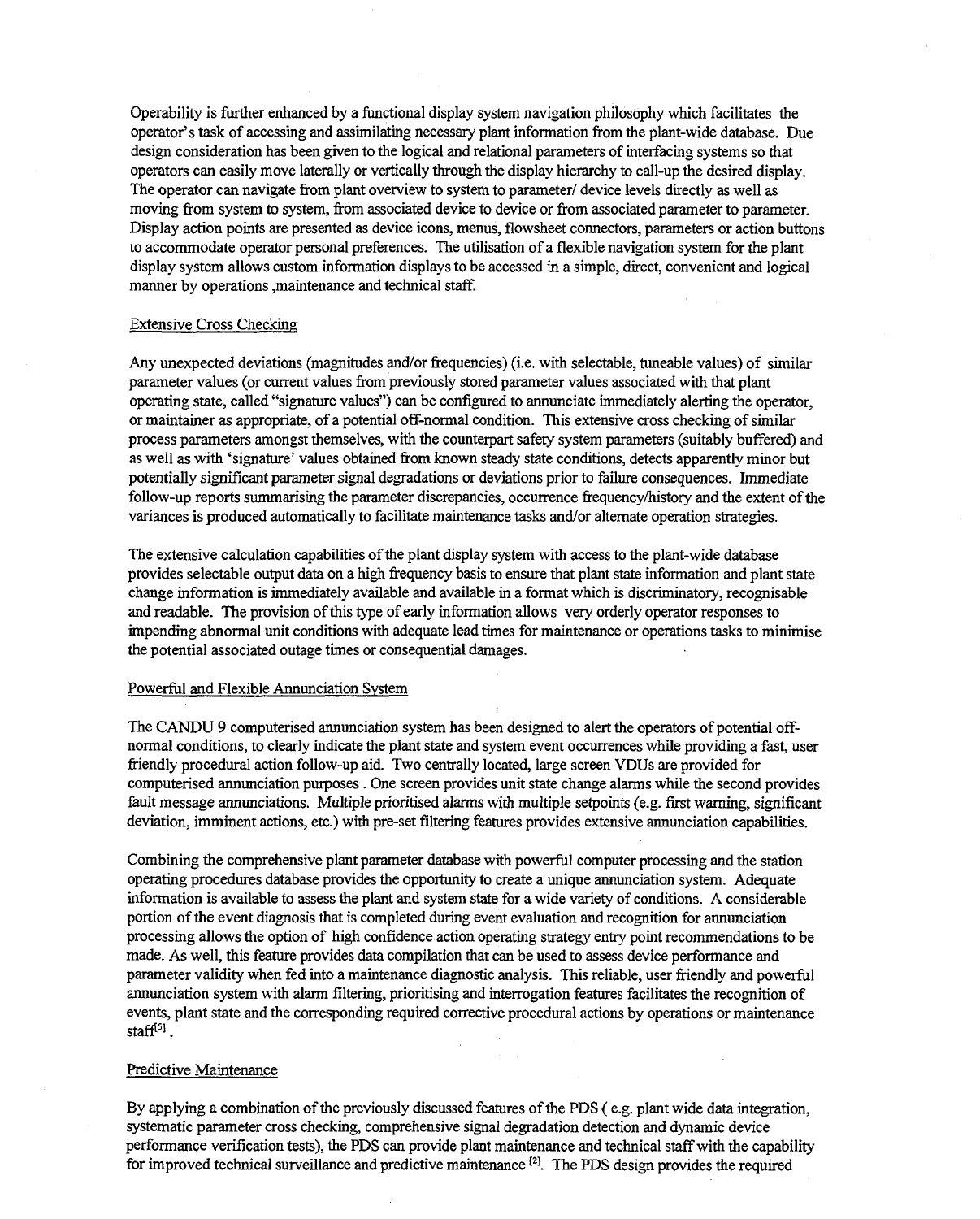Operability is further enhanced by a functional display system navigation philosophy which facilitates the operator's task of accessing and assimilating necessary plant information from the plant-wide database. Due design consideration has been given to the logical and relational parameters of interfacing systems so that operators can easily move laterally or vertically through the display hierarchy to call-up the desired display. The operator can navigate from plant overview to system to parameter/ device levels directly as well as moving from system to system, from associated device to device or from associated parameter to parameter. Display action points are presented as device icons, menus, flowsheet connectors, parameters or action buttons to accommodate operator personal preferences. The utilisation of a flexible navigation system for the plant display system allows custom information displays to be accessed in a simple, direct, convenient and logical manner by operations ,maintenance and technical staff.

## Extensive Cross Checking

Any unexpected deviations (magnitudes and/or frequencies) (i.e. with selectable, tuneable values) of similar parameter values (or current values from previously stored parameter values associated with that plant operating state, called "signature values") can be configured to annunciate immediately alerting the operator, or maintainer as appropriate, of a potential off-normal condition. This extensive cross checking of similar process parameters amongst themselves, with the counterpart safety system parameters (suitably buffered) and as well as with 'signature' values obtained from known steady state conditions, detects apparently minor but potentially significant parameter signal degradations or deviations prior to failure consequences. Immediate follow-up reports summarising the parameter discrepancies, occurrence frequency/history and the extent of the variances is produced automatically to facilitate maintenance tasks and/or alternate operation strategies.

The extensive calculation capabilities of the plant display system with access to the plant-wide database provides selectable output data on a high frequency basis to ensure that plant state information and plant state change information is immediately available and available in a format which is discriminatory, recognisable and readable. The provision of this type of early information allows very orderly operator responses to impending abnormal unit conditions with adequate lead times for maintenance or operations tasks to minimise the potential associated outage times or consequential damages.

## Powerful and Flexible Annunciation System

The CANDU 9 computerised annunciation system has been designed to alert the operators of potential off-normal conditions, to clearly indicate the plant state and system event occurrences while providing a fast, user friendly procedural action follow-up aid. Two centrally located, large screen VDUs are provided for computerised annunciation purposes . One screen provides unit state change alarms while the second provides fault message annunciations. Multiple prioritised alarms with multiple setpoints (e.g. first warning, significant deviation, imminent actions, etc.) with pre-set filtering features provides extensive annunciation capabilities.

Combining the comprehensive plant parameter database with powerful computer processing and the station operating procedures database provides the opportunity to create a unique annunciation system. Adequate information is available to assess the plant and system state for a wide variety of conditions. A considerable portion of the event diagnosis that is completed during event evaluation and recognition for annunciation processing allows the option of high confidence action operating strategy entry point recommendations to be made. As well, this feature provides data compilation that can be used to assess device performance and parameter validity when fed into a maintenance diagnostic analysis. This reliable, user friendly and powerful annunciation system with alarm filtering, prioritising and interrogation features facilitates the recognition of events, plant state and the corresponding required corrective procedural actions by operations or maintenance staff[5] .

## Predictive Maintenance

By applying a combination of the previously discussed features of the PDS ( e.g. plant wide data integration, systematic parameter cross checking, comprehensive signal degradation detection and dynamic device performance verification tests), the PDS can provide plant maintenance and technical staff with the capability for improved technical surveillance and predictive maintenance [2]. The PDS design provides the required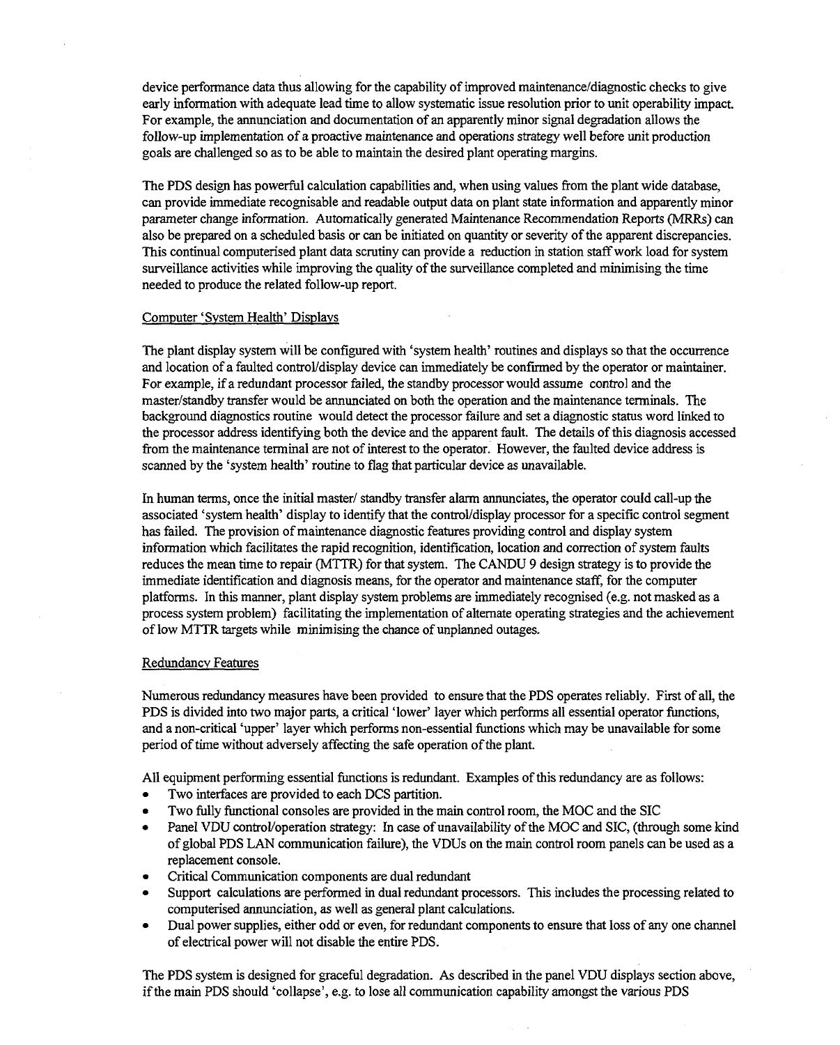device performance data thus allowing for the capability of improved maintenance/diagnostic checks to give early information with adequate lead time to allow systematic issue resolution prior to unit operability impact. For example, the annunciation and documentation of an apparently minor signal degradation allows the follow-up implementation of a proactive maintenance and operations strategy well before unit production goals are challenged so as to be able to maintain the desired plant operating margins.

The PDS design has powerful calculation capabilities and, when using values from the plant wide database, can provide immediate recognisable and readable output data on plant state information and apparently minor parameter change information. Automatically generated Maintenance Recommendation Reports (MRRs) can also be prepared on a scheduled basis or can be initiated on quantity or severity of the apparent discrepancies. This continual computerised plant data scrutiny can provide a reduction in station staff work load for system surveillance activities while improving the quality of the surveillance completed and minimising the time needed to produce the related follow-up report.

Computer 'System Health' Displays

The plant display system will be configured with 'system health' routines and displays so that the occurrence and location of a faulted control/display device can immediately be confirmed by the operator or maintainer. For example, if a redundant processor failed, the standby processor would assume control and the master/standby transfer would be annunciated on both the operation and the maintenance terminals. The background diagnostics routine would detect the processor failure and set a diagnostic status word linked to the processor address identifying both the device and the apparent fault. The details of this diagnosis accessed from the maintenance terminal are not of interest to the operator. However, the faulted device address is scanned by the 'system health' routine to flag that particular device as unavailable.

In human terms, once the initial master/ standby transfer alarm annunciates, the operator could call-up the associated 'system health' display to identify that the control/display processor for a specific control segment has failed. The provision of maintenance diagnostic features providing control and display system information which facilitates the rapid recognition, identification, location and correction of system faults reduces the mean time to repair (MTTR) for that system. The CANDU 9 design strategy is to provide the immediate identification and diagnosis means, for the operator and maintenance staff, for the computer platforms. In this manner, plant display system problems are immediately recognised (e.g. not masked as a process system problem) facilitating the implementation of alternate operating strategies and the achievement of low MTTR targets while minimising the chance of unplanned outages.

Redundancy Features

Numerous redundancy measures have been provided to ensure that the PDS operates reliably. First of all, the PDS is divided into two major parts, a critical 'lower' layer which performs all essential operator functions, and a non-critical 'upper' layer which performs non-essential functions which may be unavailable for some period of time without adversely affecting the safe operation of the plant.

All equipment performing essential functions is redundant. Examples of this redundancy are as follows:

- Two interfaces are provided to each DCS partition.
- Two fully functional consoles are provided in the main control room, the MOC and the SIC
- Panel VDU control/operation strategy: In case of unavailability of the MOC and SIC, (through some kind of global PDS LAN communication failure), the VDUs on the main control room panels can be used as a replacement console.
- Critical Communication components are dual redundant
- Support calculations are performed in dual redundant processors. This includes the processing related to computerised annunciation, as well as general plant calculations.
- Dual power supplies, either odd or even, for redundant components to ensure that loss of any one channel of electrical power will not disable the entire PDS.

The PDS system is designed for graceful degradation. As described in the panel VDU displays section above, if the main PDS should 'collapse', e.g. to lose all communication capability amongst the various PDS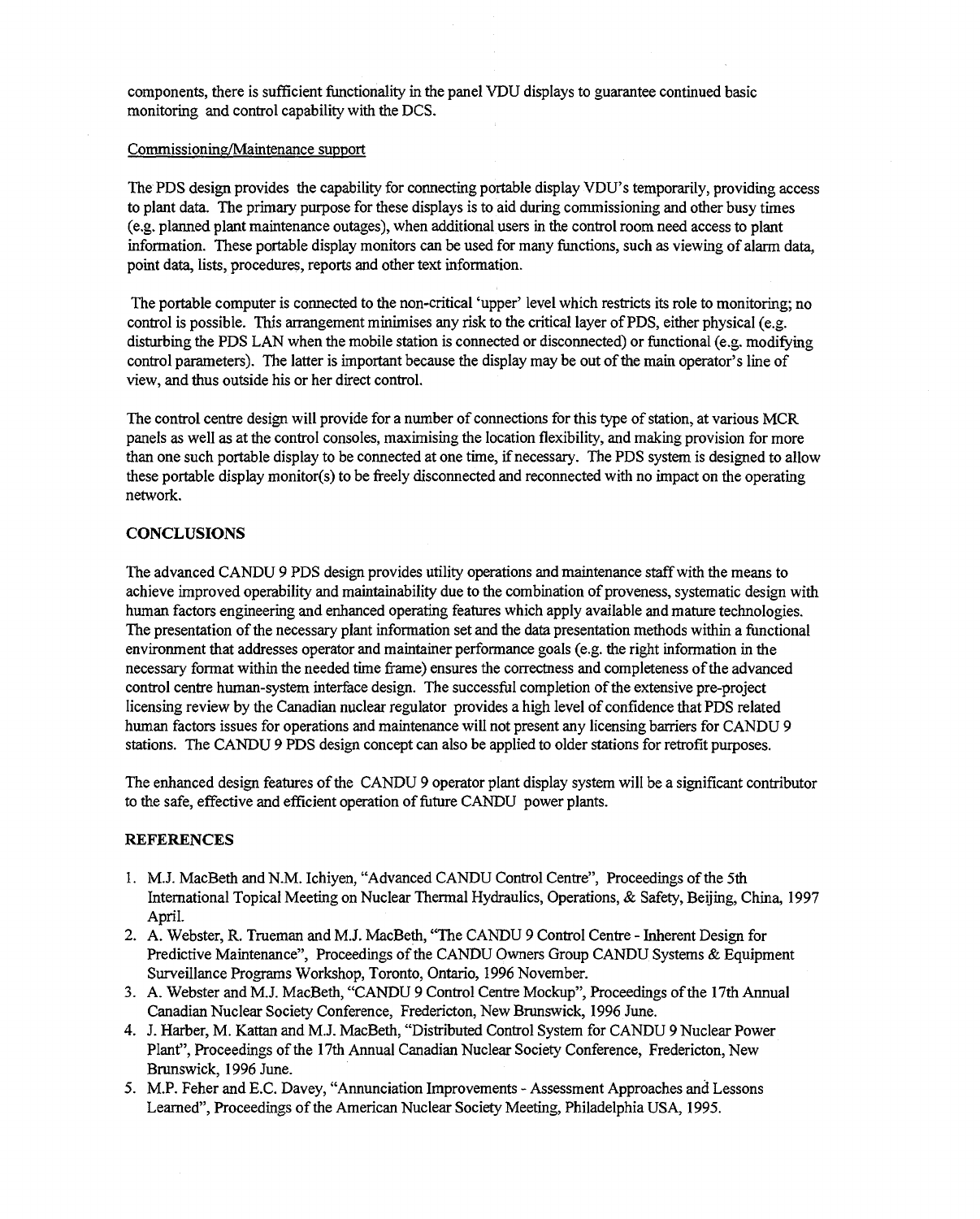components, there is sufficient functionality in the panel VDU displays to guarantee continued basic monitoring and control capability with the DCS.

Commissioning/Maintenance support

The PDS design provides the capability for connecting portable display VDU's temporarily, providing access to plant data. The primary purpose for these displays is to aid during commissioning and other busy times (e.g. planned plant maintenance outages), when additional users in the control room need access to plant information. These portable display monitors can be used for many functions, such as viewing of alarm data, point data, lists, procedures, reports and other text information.

The portable computer is connected to the non-critical 'upper' level which restricts its role to monitoring; no control is possible. This arrangement minimises any risk to the critical layer of PDS, either physical (e.g. disturbing the PDS LAN when the mobile station is connected or disconnected) or functional (e.g. modifying control parameters). The latter is important because the display may be out of the main operator's line of view, and thus outside his or her direct control.

The control centre design will provide for a number of connections for this type of station, at various MCR panels as well as at the control consoles, maximising the location flexibility, and making provision for more than one such portable display to be connected at one time, if necessary. The PDS system is designed to allow these portable display monitor(s) to be freely disconnected and reconnected with no impact on the operating network.

## CONCLUSIONS

The advanced CANDU 9 PDS design provides utility operations and maintenance staff with the means to achieve improved operability and maintainability due to the combination of proveness, systematic design with human factors engineering and enhanced operating features which apply available and mature technologies. The presentation of the necessary plant information set and the data presentation methods within a functional environment that addresses operator and maintainer performance goals (e.g. the right information in the necessary format within the needed time frame) ensures the correctness and completeness of the advanced control centre human-system interface design. The successful completion of the extensive pre-project licensing review by the Canadian nuclear regulator provides a high level of confidence that PDS related human factors issues for operations and maintenance will not present any licensing barriers for CANDU 9 stations. The CANDU 9 PDS design concept can also be applied to older stations for retrofit purposes.

The enhanced design features of the CANDU 9 operator plant display system will be a significant contributor to the safe, effective and efficient operation of future CANDU power plants.

## REFERENCES

1. M.J. MacBeth and N.M. Ichiyen, "Advanced CANDU Control Centre", Proceedings of the 5th International Topical Meeting on Nuclear Thermal Hydraulics, Operations, & Safety, Beijing, China, 1997 April.
2. A. Webster, R. Trueman and M.J. MacBeth, "The CANDU 9 Control Centre - Inherent Design for Predictive Maintenance", Proceedings of the CANDU Owners Group CANDU Systems & Equipment Surveillance Programs Workshop, Toronto, Ontario, 1996 November.
3. A. Webster and M.J. MacBeth, "CANDU 9 Control Centre Mockup", Proceedings of the 17th Annual Canadian Nuclear Society Conference, Fredericton, New Brunswick, 1996 June.
4. J. Harber, M. Kattan and M.J. MacBeth, "Distributed Control System for CANDU 9 Nuclear Power Plant", Proceedings of the 17th Annual Canadian Nuclear Society Conference, Fredericton, New Brunswick, 1996 June.
5. M.P. Feher and E.C. Davey, "Annunciation Improvements - Assessment Approaches and Lessons Learned", Proceedings of the American Nuclear Society Meeting, Philadelphia USA, 1995.